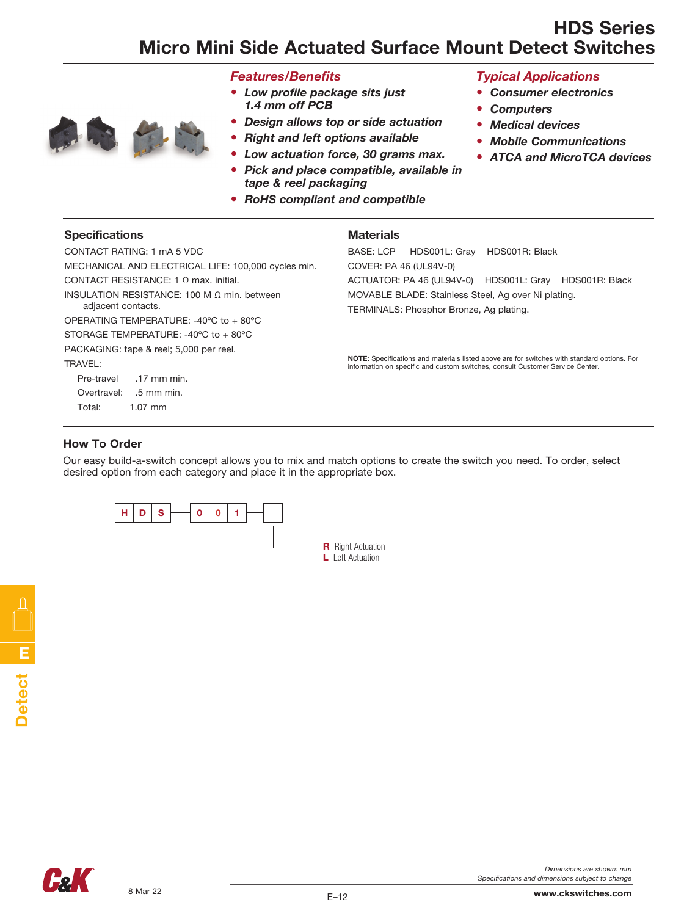# HDS Series
## Micro Mini Side Actuated Surface Mount Detect Switches

### *Features/Benefits*

- ***Low profile package sits just 1.4 mm off PCB***
- ***Design allows top or side actuation***
- ***Right and left options available***
- ***Low actuation force, 30 grams max.***
- ***Pick and place compatible, available in tape & reel packaging***
- ***RoHS compliant and compatible***

### *Typical Applications*

- ***Consumer electronics***
- ***Computers***
- ***Medical devices***
- ***Mobile Communications***
- ***ATCA and MicroTCA devices***

### Specifications

CONTACT RATING: 1 mA 5 VDC

MECHANICAL AND ELECTRICAL LIFE: 100,000 cycles min.

CONTACT RESISTANCE: 1 Ω max. initial.

INSULATION RESISTANCE: 100 M Ω min. between adjacent contacts.

OPERATING TEMPERATURE: -40ºC to + 80ºC

STORAGE TEMPERATURE: -40ºC to + 80ºC

PACKAGING: tape & reel; 5,000 per reel.

TRAVEL:

- Pre-travel .17 mm min.
- Overtravel: .5 mm min.
- Total: 1.07 mm

### Materials

BASE: LCP HDS001L: Gray HDS001R: Black

COVER: PA 46 (UL94V-0)

ACTUATOR: PA 46 (UL94V-0) HDS001L: Gray HDS001R: Black

MOVABLE BLADE: Stainless Steel, Ag over Ni plating.

TERMINALS: Phosphor Bronze, Ag plating.

**NOTE:** Specifications and materials listed above are for switches with standard options. For information on specific and custom switches, consult Customer Service Center.

### How To Order

Our easy build-a-switch concept allows you to mix and match options to create the switch you need. To order, select desired option from each category and place it in the appropriate box.

H D S — 0 0 1 — [ ]

- **R** Right Actuation
- **L** Left Actuation

*Dimensions are shown: mm*
*Specifications and dimensions subject to change*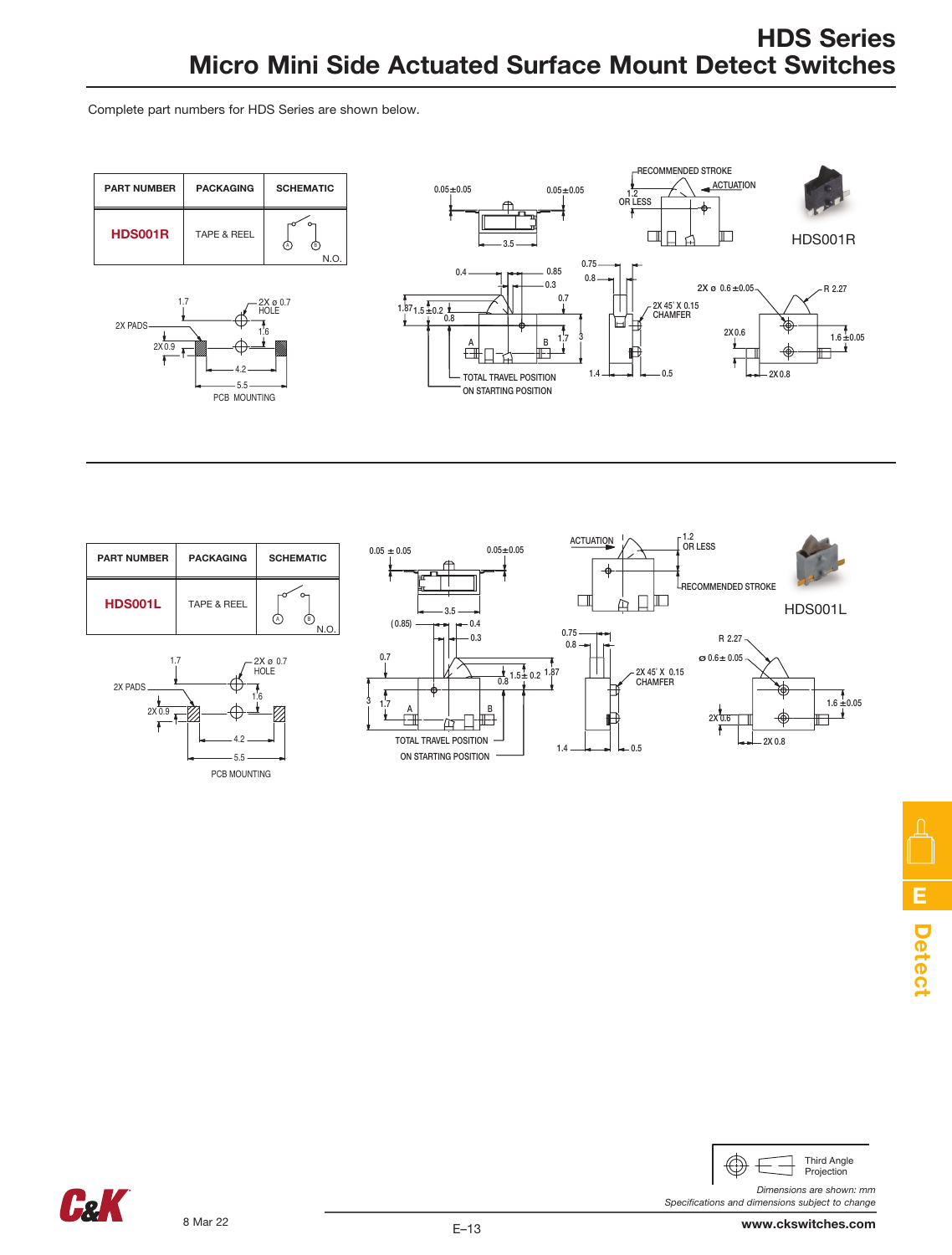# HDS Series
## Micro Mini Side Actuated Surface Mount Detect Switches

Complete part numbers for HDS Series are shown below.

| PART NUMBER | PACKAGING | SCHEMATIC |
|---|---|---|
| **HDS001R** | TAPE & REEL | N.O. |

HDS001R

PCB MOUNTING

| PART NUMBER | PACKAGING | SCHEMATIC |
|---|---|---|
| **HDS001L** | TAPE & REEL | N.O. |

HDS001L

PCB MOUNTING

*Dimensions are shown: mm*
*Specifications and dimensions subject to change*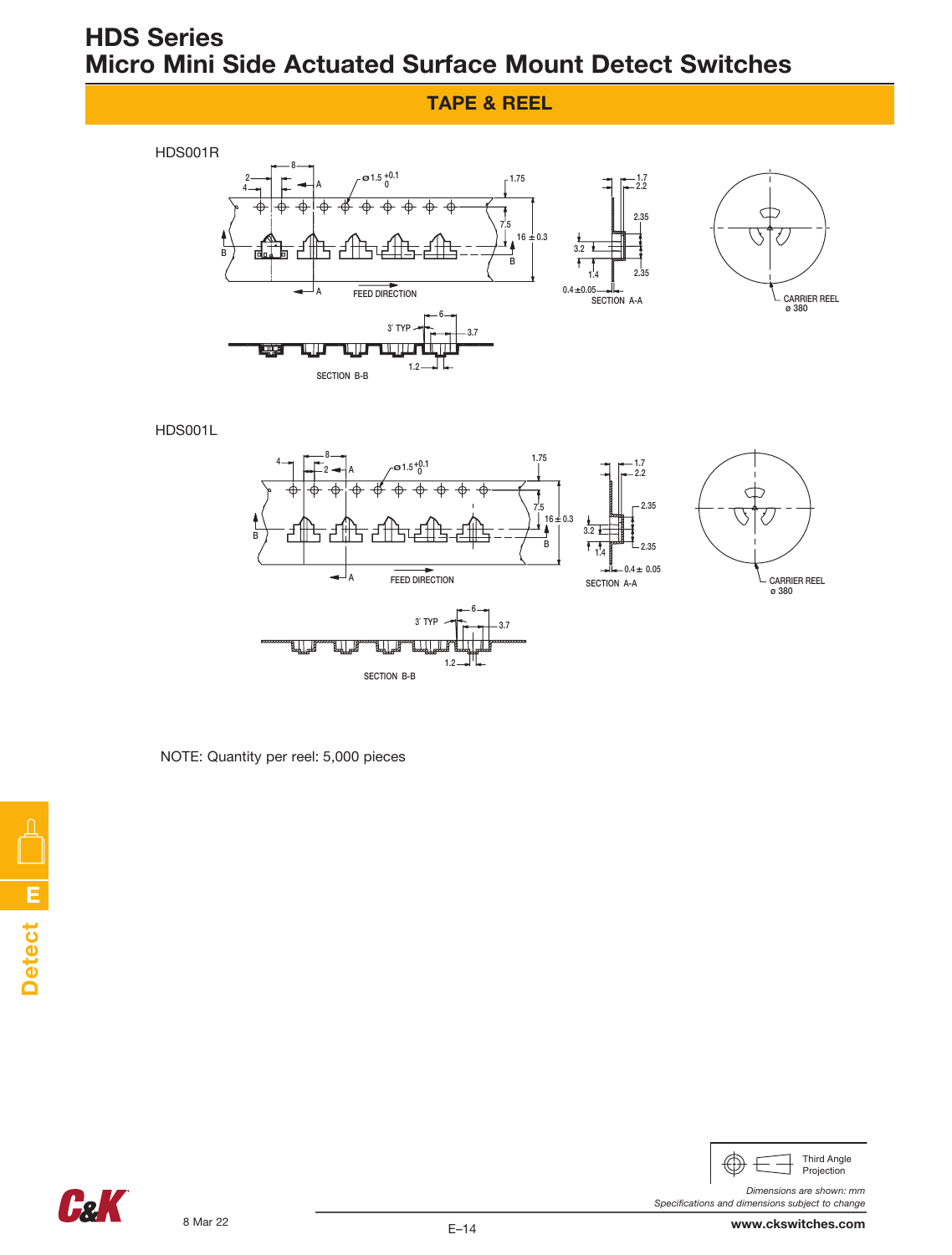## TAPE & REEL

HDS001R

8
2
4
A
ø 1.5 +0.1/0
1.75
7.5
16 ± 0.3
B
B
A
FEED DIRECTION
1.7
2.2
2.35
3.2
1.4
2.35
0.4 ±0.05
SECTION A-A
CARRIER REEL
ø 380
6
3˚ TYP
3.7
1.2
SECTION B-B

HDS001L

4
8
2
A
ø 1.5 +0.1/0
1.75
7.5
16 ± 0.3
B
B
A
FEED DIRECTION
1.7
2.2
2.35
3.2
1.4
2.35
0.4 ± 0.05
SECTION A-A
CARRIER REEL
ø 380
6
3˚ TYP
3.7
1.2
SECTION B-B

NOTE: Quantity per reel: 5,000 pieces

Third Angle Projection

*Dimensions are shown: mm*
*Specifications and dimensions subject to change*